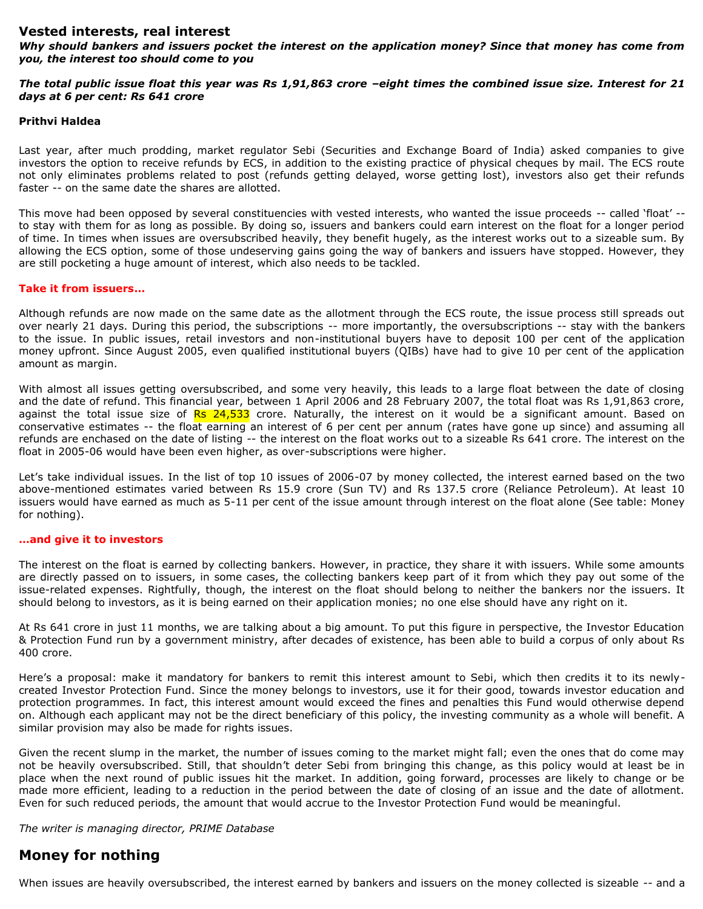## Vested interests, real interest

***Why should bankers and issuers pocket the interest on the application money? Since that money has come from you, the interest too should come to you***

***The total public issue float this year was Rs 1,91,863 crore –eight times the combined issue size. Interest for 21 days at 6 per cent: Rs 641 crore***

**Prithvi Haldea**

Last year, after much prodding, market regulator Sebi (Securities and Exchange Board of India) asked companies to give investors the option to receive refunds by ECS, in addition to the existing practice of physical cheques by mail. The ECS route not only eliminates problems related to post (refunds getting delayed, worse getting lost), investors also get their refunds faster -- on the same date the shares are allotted.

This move had been opposed by several constituencies with vested interests, who wanted the issue proceeds -- called 'float' -- to stay with them for as long as possible. By doing so, issuers and bankers could earn interest on the float for a longer period of time. In times when issues are oversubscribed heavily, they benefit hugely, as the interest works out to a sizeable sum. By allowing the ECS option, some of those undeserving gains going the way of bankers and issuers have stopped. However, they are still pocketing a huge amount of interest, which also needs to be tackled.

**Take it from issuers…**

Although refunds are now made on the same date as the allotment through the ECS route, the issue process still spreads out over nearly 21 days. During this period, the subscriptions -- more importantly, the oversubscriptions -- stay with the bankers to the issue. In public issues, retail investors and non-institutional buyers have to deposit 100 per cent of the application money upfront. Since August 2005, even qualified institutional buyers (QIBs) have had to give 10 per cent of the application amount as margin.

With almost all issues getting oversubscribed, and some very heavily, this leads to a large float between the date of closing and the date of refund. This financial year, between 1 April 2006 and 28 February 2007, the total float was Rs 1,91,863 crore, against the total issue size of Rs 24,533 crore. Naturally, the interest on it would be a significant amount. Based on conservative estimates -- the float earning an interest of 6 per cent per annum (rates have gone up since) and assuming all refunds are enchased on the date of listing -- the interest on the float works out to a sizeable Rs 641 crore. The interest on the float in 2005-06 would have been even higher, as over-subscriptions were higher.

Let's take individual issues. In the list of top 10 issues of 2006-07 by money collected, the interest earned based on the two above-mentioned estimates varied between Rs 15.9 crore (Sun TV) and Rs 137.5 crore (Reliance Petroleum). At least 10 issuers would have earned as much as 5-11 per cent of the issue amount through interest on the float alone (See table: Money for nothing).

**…and give it to investors**

The interest on the float is earned by collecting bankers. However, in practice, they share it with issuers. While some amounts are directly passed on to issuers, in some cases, the collecting bankers keep part of it from which they pay out some of the issue-related expenses. Rightfully, though, the interest on the float should belong to neither the bankers nor the issuers. It should belong to investors, as it is being earned on their application monies; no one else should have any right on it.

At Rs 641 crore in just 11 months, we are talking about a big amount. To put this figure in perspective, the Investor Education & Protection Fund run by a government ministry, after decades of existence, has been able to build a corpus of only about Rs 400 crore.

Here's a proposal: make it mandatory for bankers to remit this interest amount to Sebi, which then credits it to its newly-created Investor Protection Fund. Since the money belongs to investors, use it for their good, towards investor education and protection programmes. In fact, this interest amount would exceed the fines and penalties this Fund would otherwise depend on. Although each applicant may not be the direct beneficiary of this policy, the investing community as a whole will benefit. A similar provision may also be made for rights issues.

Given the recent slump in the market, the number of issues coming to the market might fall; even the ones that do come may not be heavily oversubscribed. Still, that shouldn't deter Sebi from bringing this change, as this policy would at least be in place when the next round of public issues hit the market. In addition, going forward, processes are likely to change or be made more efficient, leading to a reduction in the period between the date of closing of an issue and the date of allotment. Even for such reduced periods, the amount that would accrue to the Investor Protection Fund would be meaningful.

*The writer is managing director, PRIME Database*

## Money for nothing

When issues are heavily oversubscribed, the interest earned by bankers and issuers on the money collected is sizeable -- and a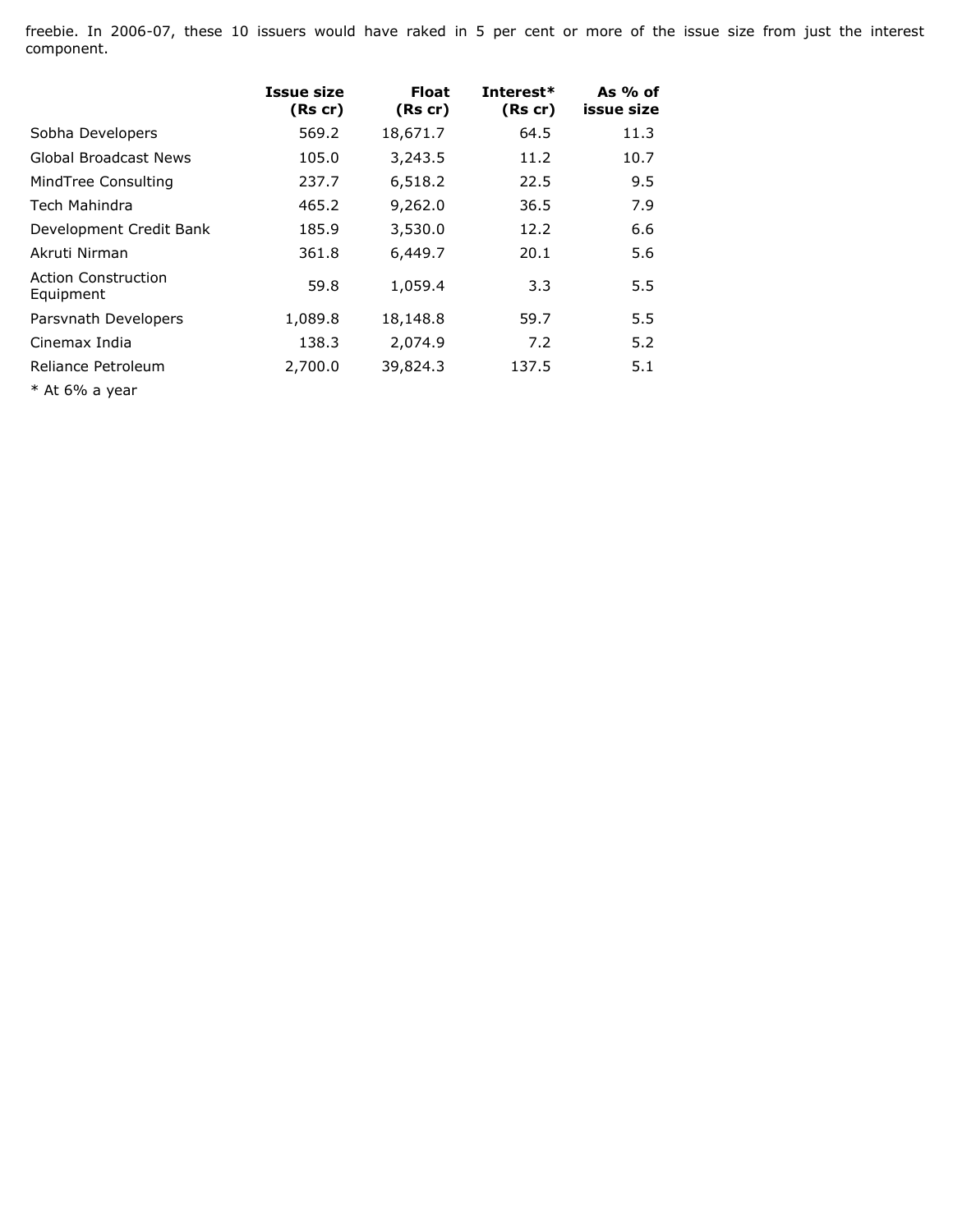freebie. In 2006-07, these 10 issuers would have raked in 5 per cent or more of the issue size from just the interest component.

| | Issue size (Rs cr) | Float (Rs cr) | Interest* (Rs cr) | As % of issue size |
|---|---|---|---|---|
| Sobha Developers | 569.2 | 18,671.7 | 64.5 | 11.3 |
| Global Broadcast News | 105.0 | 3,243.5 | 11.2 | 10.7 |
| MindTree Consulting | 237.7 | 6,518.2 | 22.5 | 9.5 |
| Tech Mahindra | 465.2 | 9,262.0 | 36.5 | 7.9 |
| Development Credit Bank | 185.9 | 3,530.0 | 12.2 | 6.6 |
| Akruti Nirman | 361.8 | 6,449.7 | 20.1 | 5.6 |
| Action Construction Equipment | 59.8 | 1,059.4 | 3.3 | 5.5 |
| Parsvnath Developers | 1,089.8 | 18,148.8 | 59.7 | 5.5 |
| Cinemax India | 138.3 | 2,074.9 | 7.2 | 5.2 |
| Reliance Petroleum | 2,700.0 | 39,824.3 | 137.5 | 5.1 |

* At 6% a year